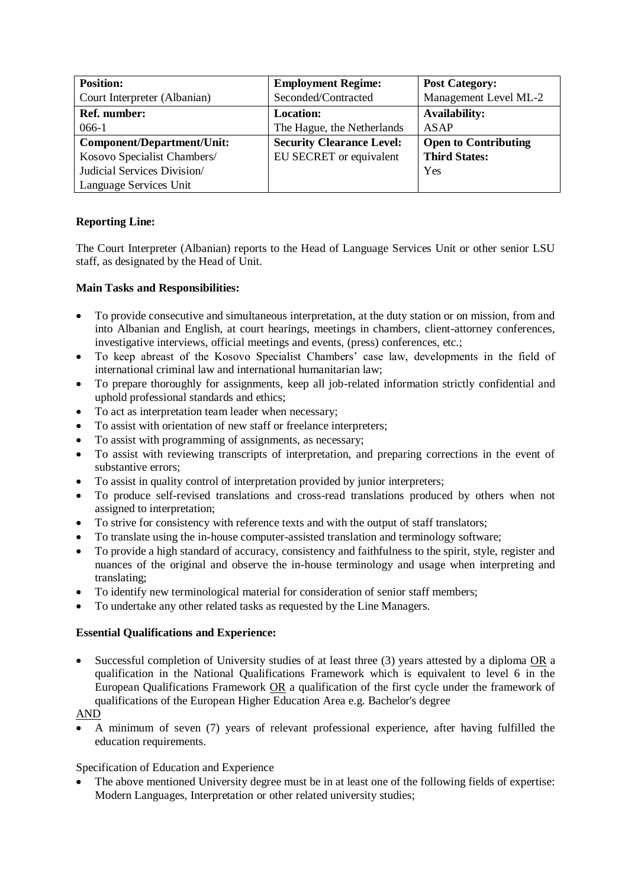| **Position:** Court Interpreter (Albanian) | **Employment Regime:** Seconded/Contracted | **Post Category:** Management Level ML-2 |
|---|---|---|
| **Ref. number:** 066-1 | **Location:** The Hague, the Netherlands | **Availability:** ASAP |
| **Component/Department/Unit:** Kosovo Specialist Chambers/ Judicial Services Division/ Language Services Unit | **Security Clearance Level:** EU SECRET or equivalent | **Open to Contributing Third States:** Yes |

**Reporting Line:**

The Court Interpreter (Albanian) reports to the Head of Language Services Unit or other senior LSU staff, as designated by the Head of Unit.

**Main Tasks and Responsibilities:**

- To provide consecutive and simultaneous interpretation, at the duty station or on mission, from and into Albanian and English, at court hearings, meetings in chambers, client-attorney conferences, investigative interviews, official meetings and events, (press) conferences, etc.;
- To keep abreast of the Kosovo Specialist Chambers' case law, developments in the field of international criminal law and international humanitarian law;
- To prepare thoroughly for assignments, keep all job-related information strictly confidential and uphold professional standards and ethics;
- To act as interpretation team leader when necessary;
- To assist with orientation of new staff or freelance interpreters;
- To assist with programming of assignments, as necessary;
- To assist with reviewing transcripts of interpretation, and preparing corrections in the event of substantive errors;
- To assist in quality control of interpretation provided by junior interpreters;
- To produce self-revised translations and cross-read translations produced by others when not assigned to interpretation;
- To strive for consistency with reference texts and with the output of staff translators;
- To translate using the in-house computer-assisted translation and terminology software;
- To provide a high standard of accuracy, consistency and faithfulness to the spirit, style, register and nuances of the original and observe the in-house terminology and usage when interpreting and translating;
- To identify new terminological material for consideration of senior staff members;
- To undertake any other related tasks as requested by the Line Managers.

**Essential Qualifications and Experience:**

- Successful completion of University studies of at least three (3) years attested by a diploma OR a qualification in the National Qualifications Framework which is equivalent to level 6 in the European Qualifications Framework OR a qualification of the first cycle under the framework of qualifications of the European Higher Education Area e.g. Bachelor's degree

AND

- A minimum of seven (7) years of relevant professional experience, after having fulfilled the education requirements.

Specification of Education and Experience

- The above mentioned University degree must be in at least one of the following fields of expertise: Modern Languages, Interpretation or other related university studies;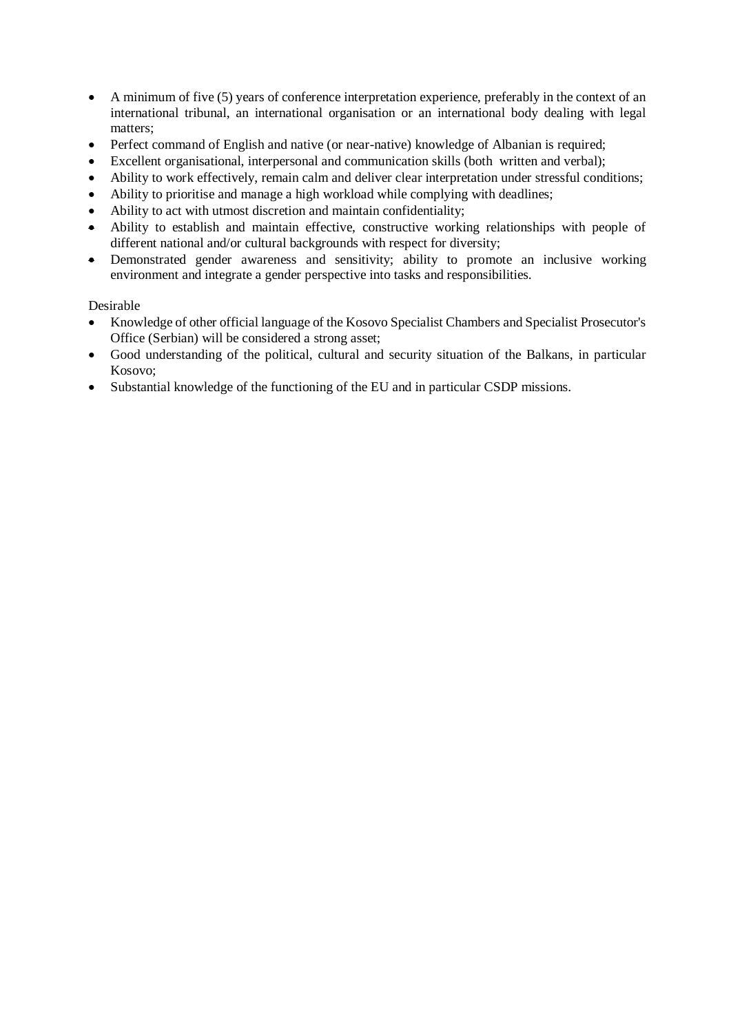- A minimum of five (5) years of conference interpretation experience, preferably in the context of an international tribunal, an international organisation or an international body dealing with legal matters;
- Perfect command of English and native (or near-native) knowledge of Albanian is required;
- Excellent organisational, interpersonal and communication skills (both written and verbal);
- Ability to work effectively, remain calm and deliver clear interpretation under stressful conditions;
- Ability to prioritise and manage a high workload while complying with deadlines;
- Ability to act with utmost discretion and maintain confidentiality;
- Ability to establish and maintain effective, constructive working relationships with people of different national and/or cultural backgrounds with respect for diversity;
- Demonstrated gender awareness and sensitivity; ability to promote an inclusive working environment and integrate a gender perspective into tasks and responsibilities.

Desirable

- Knowledge of other official language of the Kosovo Specialist Chambers and Specialist Prosecutor's Office (Serbian) will be considered a strong asset;
- Good understanding of the political, cultural and security situation of the Balkans, in particular Kosovo;
- Substantial knowledge of the functioning of the EU and in particular CSDP missions.